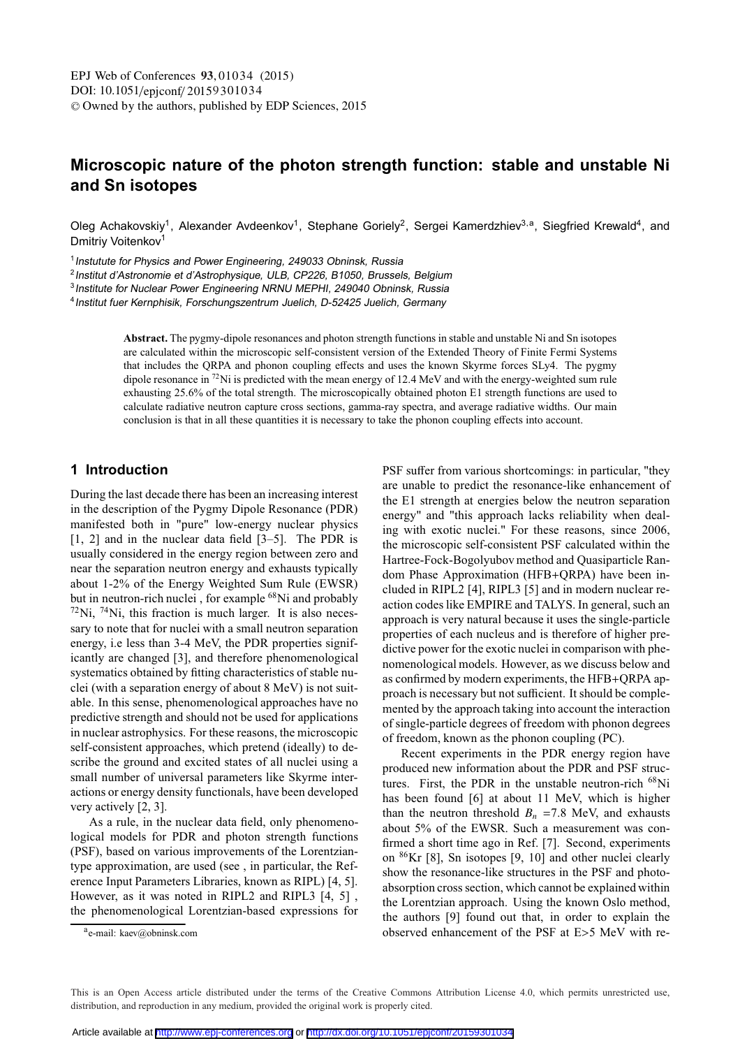# Microscopic nature of the photon strength function: stable and unstable Ni and Sn isotopes

Oleg Achakovskiy[1], Alexander Avdeenkov[1], Stephane Goriely[2], Sergei Kamerdzhiev[3,a], Siegfried Krewald[4], and Dmitriy Voitenkov[1]

[1] *Instutute for Physics and Power Engineering, 249033 Obninsk, Russia*
[2] *Institut d'Astronomie et d'Astrophysique, ULB, CP226, B1050, Brussels, Belgium*
[3] *Institute for Nuclear Power Engineering NRNU MEPHI, 249040 Obninsk, Russia*
[4] *Institut fuer Kernphisik, Forschungszentrum Juelich, D-52425 Juelich, Germany*

**Abstract.** The pygmy-dipole resonances and photon strength functions in stable and unstable Ni and Sn isotopes are calculated within the microscopic self-consistent version of the Extended Theory of Finite Fermi Systems that includes the QRPA and phonon coupling effects and uses the known Skyrme forces SLy4. The pygmy dipole resonance in $^{72}$Ni is predicted with the mean energy of 12.4 MeV and with the energy-weighted sum rule exhausting 25.6% of the total strength. The microscopically obtained photon E1 strength functions are used to calculate radiative neutron capture cross sections, gamma-ray spectra, and average radiative widths. Our main conclusion is that in all these quantities it is necessary to take the phonon coupling effects into account.

## 1 Introduction

During the last decade there has been an increasing interest in the description of the Pygmy Dipole Resonance (PDR) manifested both in "pure" low-energy nuclear physics [1, 2] and in the nuclear data field [3–5]. The PDR is usually considered in the energy region between zero and near the separation neutron energy and exhausts typically about 1-2% of the Energy Weighted Sum Rule (EWSR) but in neutron-rich nuclei , for example $^{68}$Ni and probably $^{72}$Ni, $^{74}$Ni, this fraction is much larger. It is also necessary to note that for nuclei with a small neutron separation energy, i.e less than 3-4 MeV, the PDR properties significantly are changed [3], and therefore phenomenological systematics obtained by fitting characteristics of stable nuclei (with a separation energy of about 8 MeV) is not suitable. In this sense, phenomenological approaches have no predictive strength and should not be used for applications in nuclear astrophysics. For these reasons, the microscopic self-consistent approaches, which pretend (ideally) to describe the ground and excited states of all nuclei using a small number of universal parameters like Skyrme interactions or energy density functionals, have been developed very actively [2, 3].

As a rule, in the nuclear data field, only phenomenological models for PDR and photon strength functions (PSF), based on various improvements of the Lorentzian-type approximation, are used (see , in particular, the Reference Input Parameters Libraries, known as RIPL) [4, 5]. However, as it was noted in RIPL2 and RIPL3 [4, 5] , the phenomenological Lorentzian-based expressions for PSF suffer from various shortcomings: in particular, "they are unable to predict the resonance-like enhancement of the E1 strength at energies below the neutron separation energy" and "this approach lacks reliability when dealing with exotic nuclei." For these reasons, since 2006, the microscopic self-consistent PSF calculated within the Hartree-Fock-Bogolyubov method and Quasiparticle Random Phase Approximation (HFB+QRPA) have been included in RIPL2 [4], RIPL3 [5] and in modern nuclear reaction codes like EMPIRE and TALYS. In general, such an approach is very natural because it uses the single-particle properties of each nucleus and is therefore of higher predictive power for the exotic nuclei in comparison with phenomenological models. However, as we discuss below and as confirmed by modern experiments, the HFB+QRPA approach is necessary but not sufficient. It should be complemented by the approach taking into account the interaction of single-particle degrees of freedom with phonon degrees of freedom, known as the phonon coupling (PC).

Recent experiments in the PDR energy region have produced new information about the PDR and PSF structures. First, the PDR in the unstable neutron-rich $^{68}$Ni has been found [6] at about 11 MeV, which is higher than the neutron threshold $B_n$ =7.8 MeV, and exhausts about 5% of the EWSR. Such a measurement was confirmed a short time ago in Ref. [7]. Second, experiments on $^{86}$Kr [8], Sn isotopes [9, 10] and other nuclei clearly show the resonance-like structures in the PSF and photoabsorption cross section, which cannot be explained within the Lorentzian approach. Using the known Oslo method, the authors [9] found out that, in order to explain the observed enhancement of the PSF at E>5 MeV with re-

[a] e-mail: kaev@obninsk.com

This is an Open Access article distributed under the terms of the Creative Commons Attribution License 4.0, which permits unrestricted use, distribution, and reproduction in any medium, provided the original work is properly cited.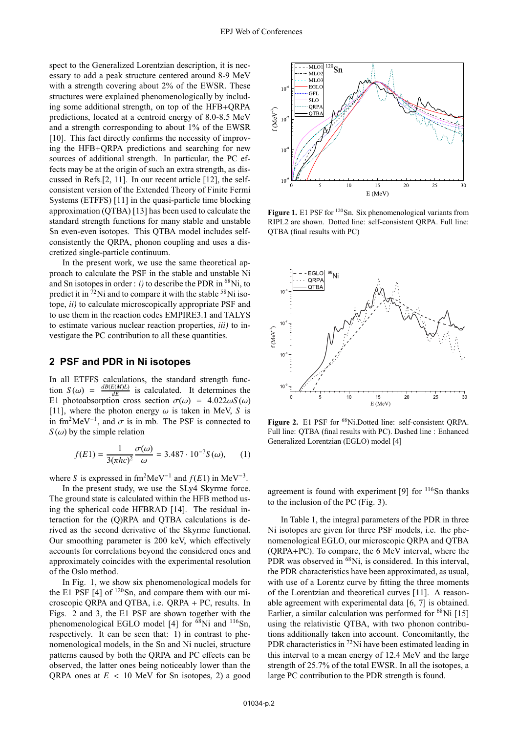spect to the Generalized Lorentzian description, it is necessary to add a peak structure centered around 8-9 MeV with a strength covering about 2% of the EWSR. These structures were explained phenomenologically by including some additional strength, on top of the HFB+QRPA predictions, located at a centroid energy of 8.0-8.5 MeV and a strength corresponding to about 1% of the EWSR [10]. This fact directly confirms the necessity of improving the HFB+QRPA predictions and searching for new sources of additional strength. In particular, the PC effects may be at the origin of such an extra strength, as discussed in Refs.[2, 11]. In our recent article [12], the self-consistent version of the Extended Theory of Finite Fermi Systems (ETFFS) [11] in the quasi-particle time blocking approximation (QTBA) [13] has been used to calculate the standard strength functions for many stable and unstable Sn even-even isotopes. This QTBA model includes self-consistently the QRPA, phonon coupling and uses a discretized single-particle continuum.

In the present work, we use the same theoretical approach to calculate the PSF in the stable and unstable Ni and Sn isotopes in order : *i)* to describe the PDR in $^{68}$Ni, to predict it in $^{72}$Ni and to compare it with the stable $^{58}$Ni isotope, *ii)* to calculate microscopically appropriate PSF and to use them in the reaction codes EMPIRE3.1 and TALYS to estimate various nuclear reaction properties, *iii)* to investigate the PC contribution to all these quantities.

## 2 PSF and PDR in Ni isotopes

In all ETFFS calculations, the standard strength function $S(\omega) = \frac{dB(E(M)L)}{dE}$ is calculated. It determines the E1 photoabsorption cross section $\sigma(\omega) = 4.022\omega S(\omega)$ [11], where the photon energy $\omega$ is taken in MeV, $S$ is in fm$^2$MeV$^{-1}$, and $\sigma$ is in mb. The PSF is connected to $S(\omega)$ by the simple relation

$$f(E1) = \frac{1}{3(\pi hc)^2}\frac{\sigma(\omega)}{\omega} = 3.487 \cdot 10^{-7} S(\omega), \qquad (1)$$

where $S$ is expressed in fm$^2$MeV$^{-1}$ and $f(E1)$ in MeV$^{-3}$.

In the present study, we use the SLy4 Skyrme force. The ground state is calculated within the HFB method using the spherical code HFBRAD [14]. The residual interaction for the (Q)RPA and QTBA calculations is derived as the second derivative of the Skyrme functional. Our smoothing parameter is 200 keV, which effectively accounts for correlations beyond the considered ones and approximately coincides with the experimental resolution of the Oslo method.

In Fig. 1, we show six phenomenological models for the E1 PSF [4] of $^{120}$Sn, and compare them with our microscopic QRPA and QTBA, i.e. QRPA + PC, results. In Figs. 2 and 3, the E1 PSF are shown together with the phenomenological EGLO model [4] for $^{68}$Ni and $^{116}$Sn, respectively. It can be seen that: 1) in contrast to phenomenological models, in the Sn and Ni nuclei, structure patterns caused by both the QRPA and PC effects can be observed, the latter ones being noticeably lower than the QRPA ones at $E < 10$ MeV for Sn isotopes, 2) a good agreement is found with experiment [9] for $^{116}$Sn thanks to the inclusion of the PC (Fig. 3).

**Figure 1.** E1 PSF for $^{120}$Sn. Six phenomenological variants from RIPL2 are shown. Dotted line: self-consistent QRPA. Full line: QTBA (final results with PC)

**Figure 2.** E1 PSF for $^{68}$Ni.Dotted line: self-consistent QRPA. Full line: QTBA (final results with PC). Dashed line : Enhanced Generalized Lorentzian (EGLO) model [4]

In Table 1, the integral parameters of the PDR in three Ni isotopes are given for three PSF models, i.e. the phenomenological EGLO, our microscopic QRPA and QTBA (QRPA+PC). To compare, the 6 MeV interval, where the PDR was observed in $^{68}$Ni, is considered. In this interval, the PDR characteristics have been approximated, as usual, with use of a Lorentz curve by fitting the three moments of the Lorentzian and theoretical curves [11]. A reasonable agreement with experimental data [6, 7] is obtained. Earlier, a similar calculation was performed for $^{68}$Ni [15] using the relativistic QTBA, with two phonon contributions additionally taken into account. Concomitantly, the PDR characteristics in $^{72}$Ni have been estimated leading in this interval to a mean energy of 12.4 MeV and the large strength of 25.7% of the total EWSR. In all the isotopes, a large PC contribution to the PDR strength is found.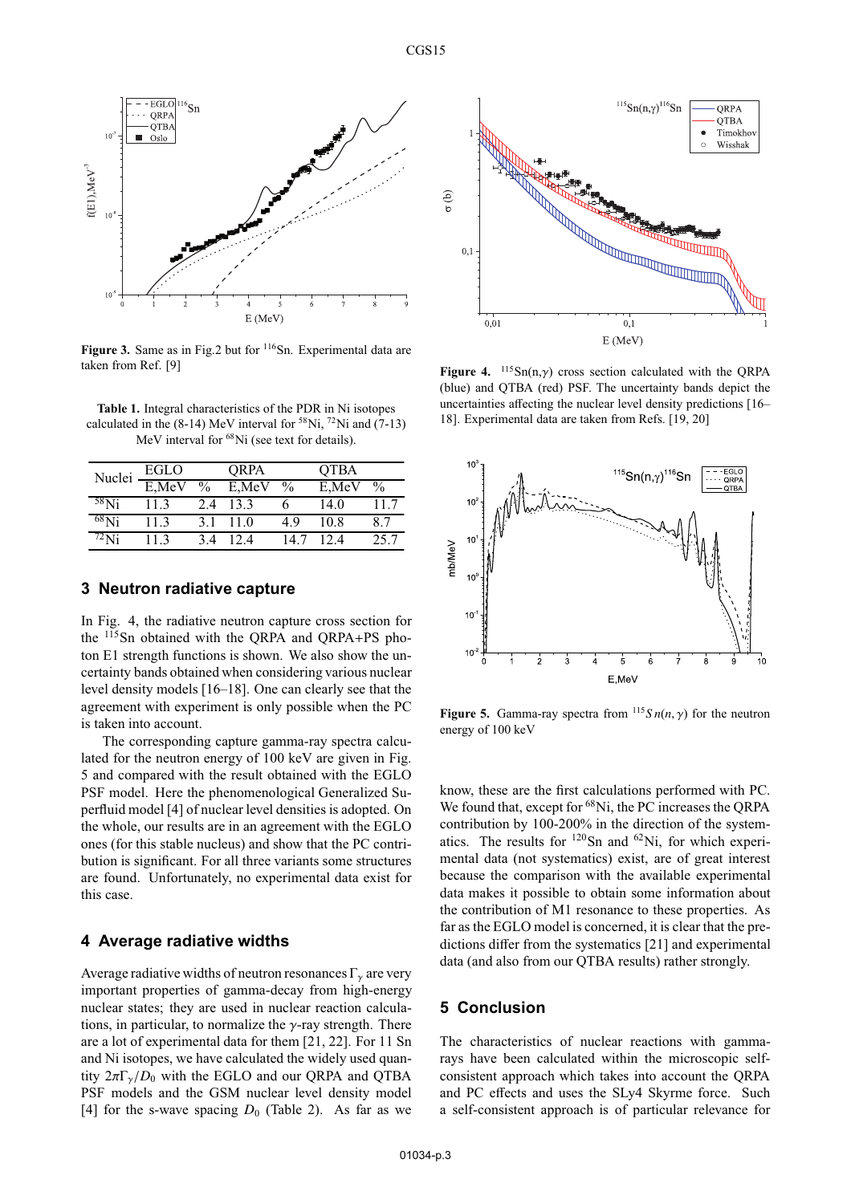Figure 3. Same as in Fig.2 but for $^{116}$Sn. Experimental data are taken from Ref. [9]

Table 1. Integral characteristics of the PDR in Ni isotopes calculated in the (8-14) MeV interval for $^{58}$Ni, $^{72}$Ni and (7-13) MeV interval for $^{68}$Ni (see text for details).

| Nuclei | EGLO | | QRPA | | QTBA | |
|---|---|---|---|---|---|---|
| | E,MeV | % | E,MeV | % | E,MeV | % |
| $^{58}$Ni | 11.3 | 2.4 | 13.3 | 6 | 14.0 | 11.7 |
| $^{68}$Ni | 11.3 | 3.1 | 11.0 | 4.9 | 10.8 | 8.7 |
| $^{72}$Ni | 11.3 | 3.4 | 12.4 | 14.7 | 12.4 | 25.7 |

## 3 Neutron radiative capture

In Fig. 4, the radiative neutron capture cross section for the $^{115}$Sn obtained with the QRPA and QRPA+PS photon E1 strength functions is shown. We also show the uncertainty bands obtained when considering various nuclear level density models [16–18]. One can clearly see that the agreement with experiment is only possible when the PC is taken into account.

The corresponding capture gamma-ray spectra calculated for the neutron energy of 100 keV are given in Fig. 5 and compared with the result obtained with the EGLO PSF model. Here the phenomenological Generalized Superfluid model [4] of nuclear level densities is adopted. On the whole, our results are in an agreement with the EGLO ones (for this stable nucleus) and show that the PC contribution is significant. For all three variants some structures are found. Unfortunately, no experimental data exist for this case.

## 4 Average radiative widths

Average radiative widths of neutron resonances $\Gamma_\gamma$ are very important properties of gamma-decay from high-energy nuclear states; they are used in nuclear reaction calculations, in particular, to normalize the $\gamma$-ray strength. There are a lot of experimental data for them [21, 22]. For 11 Sn and Ni isotopes, we have calculated the widely used quantity $2\pi\Gamma_\gamma/D_0$ with the EGLO and our QRPA and QTBA PSF models and the GSM nuclear level density model [4] for the s-wave spacing $D_0$ (Table 2). As far as we know, these are the first calculations performed with PC. We found that, except for $^{68}$Ni, the PC increases the QRPA contribution by 100-200% in the direction of the systematics. The results for $^{120}$Sn and $^{62}$Ni, for which experimental data (not systematics) exist, are of great interest because the comparison with the available experimental data makes it possible to obtain some information about the contribution of M1 resonance to these properties. As far as the EGLO model is concerned, it is clear that the predictions differ from the systematics [21] and experimental data (and also from our QTBA results) rather strongly.

Figure 4. $^{115}$Sn(n,$\gamma$) cross section calculated with the QRPA (blue) and QTBA (red) PSF. The uncertainty bands depict the uncertainties affecting the nuclear level density predictions [16–18]. Experimental data are taken from Refs. [19, 20]

Figure 5. Gamma-ray spectra from $^{115}Sn(n,\gamma)$ for the neutron energy of 100 keV

## 5 Conclusion

The characteristics of nuclear reactions with gamma-rays have been calculated within the microscopic self-consistent approach which takes into account the QRPA and PC effects and uses the SLy4 Skyrme force. Such a self-consistent approach is of particular relevance for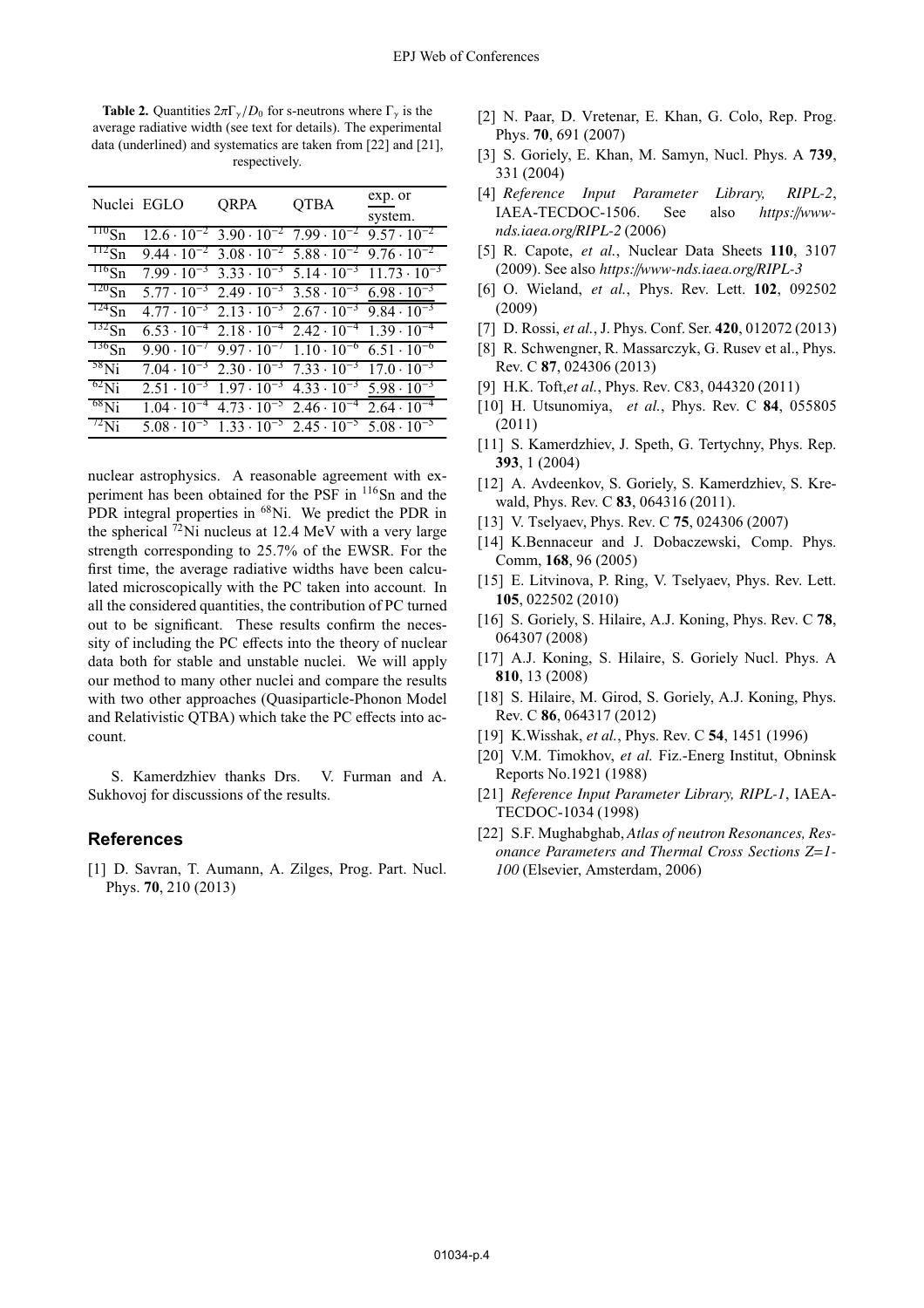**Table 2.** Quantities $2\pi\Gamma_\gamma/D_0$ for s-neutrons where $\Gamma_\gamma$ is the average radiative width (see text for details). The experimental data (underlined) and systematics are taken from [22] and [21], respectively.

| Nuclei | EGLO | QRPA | QTBA | exp. or system. |
|---|---|---|---|---|
| $^{110}$Sn | $12.6 \cdot 10^{-2}$ | $3.90 \cdot 10^{-2}$ | $7.99 \cdot 10^{-2}$ | $9.57 \cdot 10^{-2}$ |
| $^{112}$Sn | $9.44 \cdot 10^{-2}$ | $3.08 \cdot 10^{-2}$ | $5.88 \cdot 10^{-2}$ | $9.76 \cdot 10^{-2}$ |
| $^{116}$Sn | $7.99 \cdot 10^{-3}$ | $3.33 \cdot 10^{-3}$ | $5.14 \cdot 10^{-3}$ | $11.73 \cdot 10^{-3}$ |
| $^{120}$Sn | $5.77 \cdot 10^{-3}$ | $2.49 \cdot 10^{-3}$ | $3.58 \cdot 10^{-3}$ | $\underline{6.98 \cdot 10^{-3}}$ |
| $^{124}$Sn | $4.77 \cdot 10^{-3}$ | $2.13 \cdot 10^{-3}$ | $2.67 \cdot 10^{-3}$ | $9.84 \cdot 10^{-3}$ |
| $^{132}$Sn | $6.53 \cdot 10^{-4}$ | $2.18 \cdot 10^{-4}$ | $2.42 \cdot 10^{-4}$ | $1.39 \cdot 10^{-4}$ |
| $^{136}$Sn | $9.90 \cdot 10^{-7}$ | $9.97 \cdot 10^{-7}$ | $1.10 \cdot 10^{-6}$ | $6.51 \cdot 10^{-6}$ |
| $^{58}$Ni | $7.04 \cdot 10^{-3}$ | $2.30 \cdot 10^{-3}$ | $7.33 \cdot 10^{-3}$ | $17.0 \cdot 10^{-3}$ |
| $^{62}$Ni | $2.51 \cdot 10^{-3}$ | $1.97 \cdot 10^{-3}$ | $4.33 \cdot 10^{-3}$ | $\underline{5.98 \cdot 10^{-3}}$ |
| $^{68}$Ni | $1.04 \cdot 10^{-4}$ | $4.73 \cdot 10^{-5}$ | $2.46 \cdot 10^{-4}$ | $2.64 \cdot 10^{-4}$ |
| $^{72}$Ni | $5.08 \cdot 10^{-5}$ | $1.33 \cdot 10^{-5}$ | $2.45 \cdot 10^{-5}$ | $5.08 \cdot 10^{-5}$ |

nuclear astrophysics. A reasonable agreement with experiment has been obtained for the PSF in $^{116}$Sn and the PDR integral properties in $^{68}$Ni. We predict the PDR in the spherical $^{72}$Ni nucleus at 12.4 MeV with a very large strength corresponding to 25.7% of the EWSR. For the first time, the average radiative widths have been calculated microscopically with the PC taken into account. In all the considered quantities, the contribution of PC turned out to be significant. These results confirm the necessity of including the PC effects into the theory of nuclear data both for stable and unstable nuclei. We will apply our method to many other nuclei and compare the results with two other approaches (Quasiparticle-Phonon Model and Relativistic QTBA) which take the PC effects into account.

S. Kamerdzhiev thanks Drs. V. Furman and A. Sukhovoj for discussions of the results.

## References

[1] D. Savran, T. Aumann, A. Zilges, Prog. Part. Nucl. Phys. **70**, 210 (2013)

[2] N. Paar, D. Vretenar, E. Khan, G. Colo, Rep. Prog. Phys. **70**, 691 (2007)

[3] S. Goriely, E. Khan, M. Samyn, Nucl. Phys. A **739**, 331 (2004)

[4] *Reference Input Parameter Library, RIPL-2*, IAEA-TECDOC-1506. See also *https://www-nds.iaea.org/RIPL-2* (2006)

[5] R. Capote, *et al.*, Nuclear Data Sheets **110**, 3107 (2009). See also *https://www-nds.iaea.org/RIPL-3*

[6] O. Wieland, *et al.*, Phys. Rev. Lett. **102**, 092502 (2009)

[7] D. Rossi, *et al.*, J. Phys. Conf. Ser. **420**, 012072 (2013)

[8] R. Schwengner, R. Massarczyk, G. Rusev et al., Phys. Rev. C **87**, 024306 (2013)

[9] H.K. Toft,*et al.*, Phys. Rev. C83, 044320 (2011)

[10] H. Utsunomiya, *et al.*, Phys. Rev. C **84**, 055805 (2011)

[11] S. Kamerdzhiev, J. Speth, G. Tertychny, Phys. Rep. **393**, 1 (2004)

[12] A. Avdeenkov, S. Goriely, S. Kamerdzhiev, S. Krewald, Phys. Rev. C **83**, 064316 (2011).

[13] V. Tselyaev, Phys. Rev. C **75**, 024306 (2007)

[14] K.Bennaceur and J. Dobaczewski, Comp. Phys. Comm, **168**, 96 (2005)

[15] E. Litvinova, P. Ring, V. Tselyaev, Phys. Rev. Lett. **105**, 022502 (2010)

[16] S. Goriely, S. Hilaire, A.J. Koning, Phys. Rev. C **78**, 064307 (2008)

[17] A.J. Koning, S. Hilaire, S. Goriely Nucl. Phys. A **810**, 13 (2008)

[18] S. Hilaire, M. Girod, S. Goriely, A.J. Koning, Phys. Rev. C **86**, 064317 (2012)

[19] K.Wisshak, *et al.*, Phys. Rev. C **54**, 1451 (1996)

[20] V.M. Timokhov, *et al.* Fiz.-Energ Institut, Obninsk Reports No.1921 (1988)

[21] *Reference Input Parameter Library, RIPL-1*, IAEA-TECDOC-1034 (1998)

[22] S.F. Mughabghab, *Atlas of neutron Resonances, Resonance Parameters and Thermal Cross Sections Z=1-100* (Elsevier, Amsterdam, 2006)